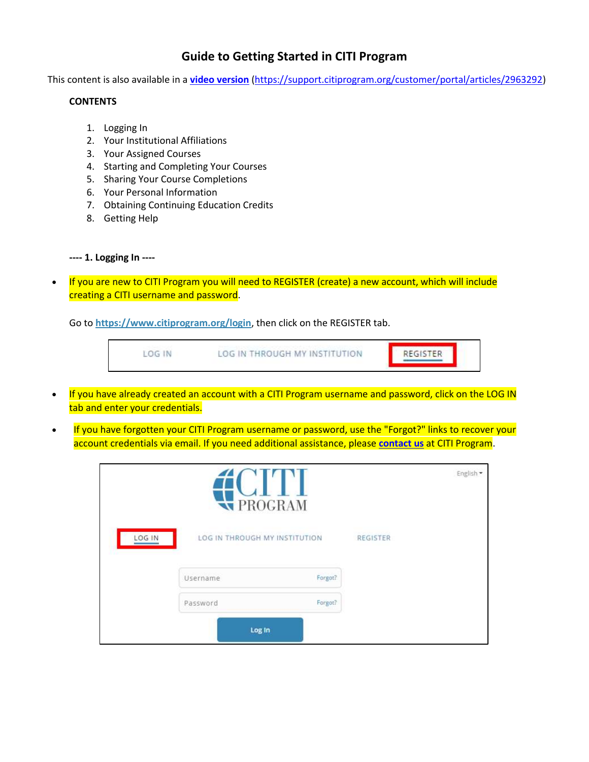# Guide to Getting Started in CITI Program

This content is also available in a **video version** (https://support.citiprogram.org/customer/portal/articles/2963292)

**CONTENTS**

1. Logging In
2. Your Institutional Affiliations
3. Your Assigned Courses
4. Starting and Completing Your Courses
5. Sharing Your Course Completions
6. Your Personal Information
7. Obtaining Continuing Education Credits
8. Getting Help

**---- 1. Logging In ----**

- If you are new to CITI Program you will need to REGISTER (create) a new account, which will include creating a CITI username and password.

  Go to **https://www.citiprogram.org/login**, then click on the REGISTER tab.

- If you have already created an account with a CITI Program username and password, click on the LOG IN tab and enter your credentials.

- If you have forgotten your CITI Program username or password, use the "Forgot?" links to recover your account credentials via email. If you need additional assistance, please **contact us** at CITI Program.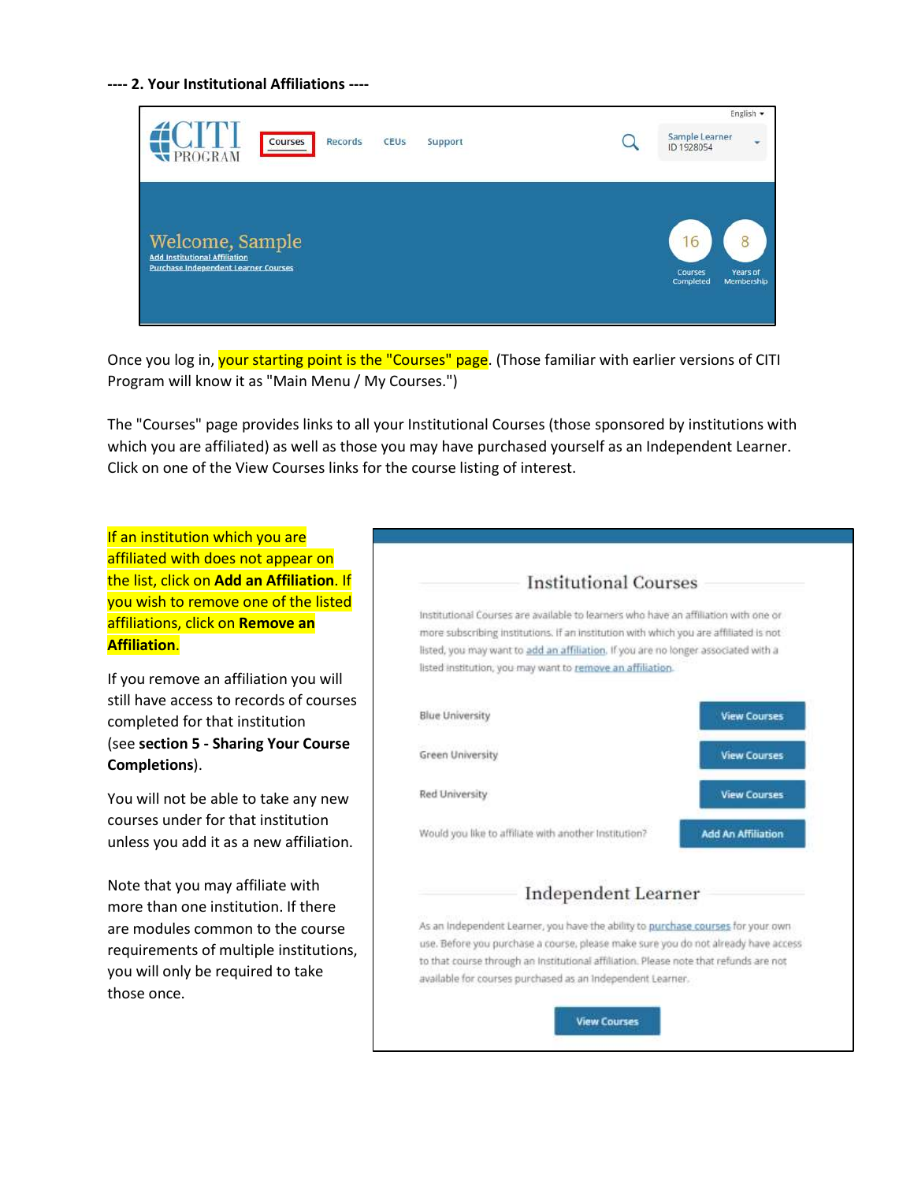**---- 2. Your Institutional Affiliations ----**

Once you log in, your starting point is the "Courses" page. (Those familiar with earlier versions of CITI Program will know it as "Main Menu / My Courses.")

The "Courses" page provides links to all your Institutional Courses (those sponsored by institutions with which you are affiliated) as well as those you may have purchased yourself as an Independent Learner. Click on one of the View Courses links for the course listing of interest.

If an institution which you are affiliated with does not appear on the list, click on **Add an Affiliation**. If you wish to remove one of the listed affiliations, click on **Remove an Affiliation**.

If you remove an affiliation you will still have access to records of courses completed for that institution (see **section 5 - Sharing Your Course Completions**).

You will not be able to take any new courses under for that institution unless you add it as a new affiliation.

Note that you may affiliate with more than one institution. If there are modules common to the course requirements of multiple institutions, you will only be required to take those once.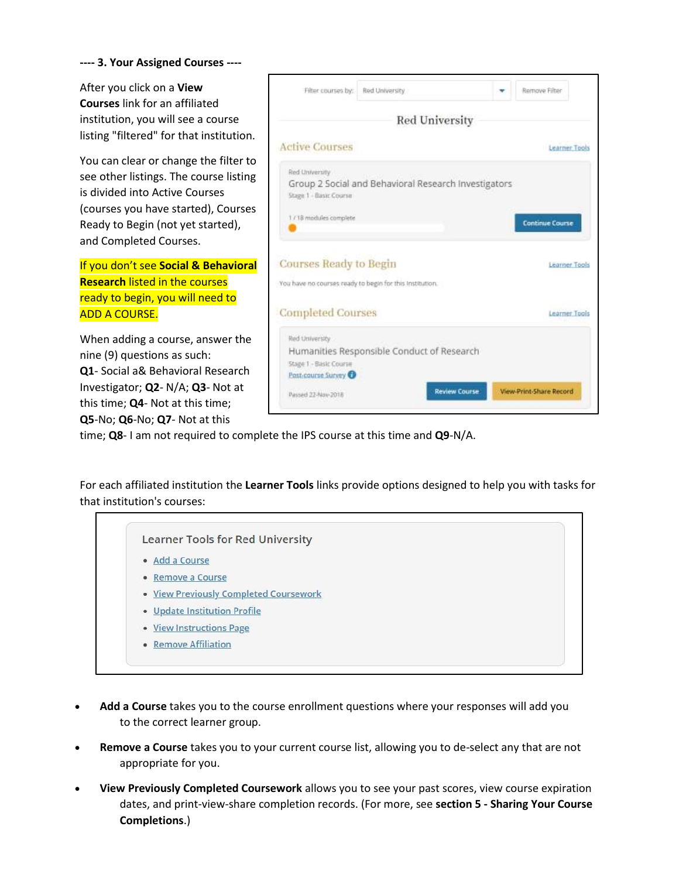**---- 3. Your Assigned Courses ----**

After you click on a **View Courses** link for an affiliated institution, you will see a course listing "filtered" for that institution.

You can clear or change the filter to see other listings. The course listing is divided into Active Courses (courses you have started), Courses Ready to Begin (not yet started), and Completed Courses.

If you don't see **Social & Behavioral Research** listed in the courses ready to begin, you will need to ADD A COURSE.

When adding a course, answer the nine (9) questions as such: **Q1**- Social a& Behavioral Research Investigator; **Q2**- N/A; **Q3**- Not at this time; **Q4**- Not at this time; **Q5**-No; **Q6**-No; **Q7**- Not at this time; **Q8**- I am not required to complete the IPS course at this time and **Q9**-N/A.

Filter courses by: Red University | Remove Filter

Red University

Active Courses — Learner Tools

Red University
Group 2 Social and Behavioral Research Investigators
Stage 1 - Basic Course
1 / 18 modules complete
Continue Course

Courses Ready to Begin — Learner Tools

You have no courses ready to begin for this institution.

Completed Courses — Learner Tools

Red University
Humanities Responsible Conduct of Research
Stage 1 - Basic Course
Post-course Survey
Passed 22-Nov-2018
Review Course | View-Print-Share Record

For each affiliated institution the **Learner Tools** links provide options designed to help you with tasks for that institution's courses:

Learner Tools for Red University

- Add a Course
- Remove a Course
- View Previously Completed Coursework
- Update Institution Profile
- View Instructions Page
- Remove Affiliation

- **Add a Course** takes you to the course enrollment questions where your responses will add you to the correct learner group.
- **Remove a Course** takes you to your current course list, allowing you to de-select any that are not appropriate for you.
- **View Previously Completed Coursework** allows you to see your past scores, view course expiration dates, and print-view-share completion records. (For more, see **section 5 - Sharing Your Course Completions**.)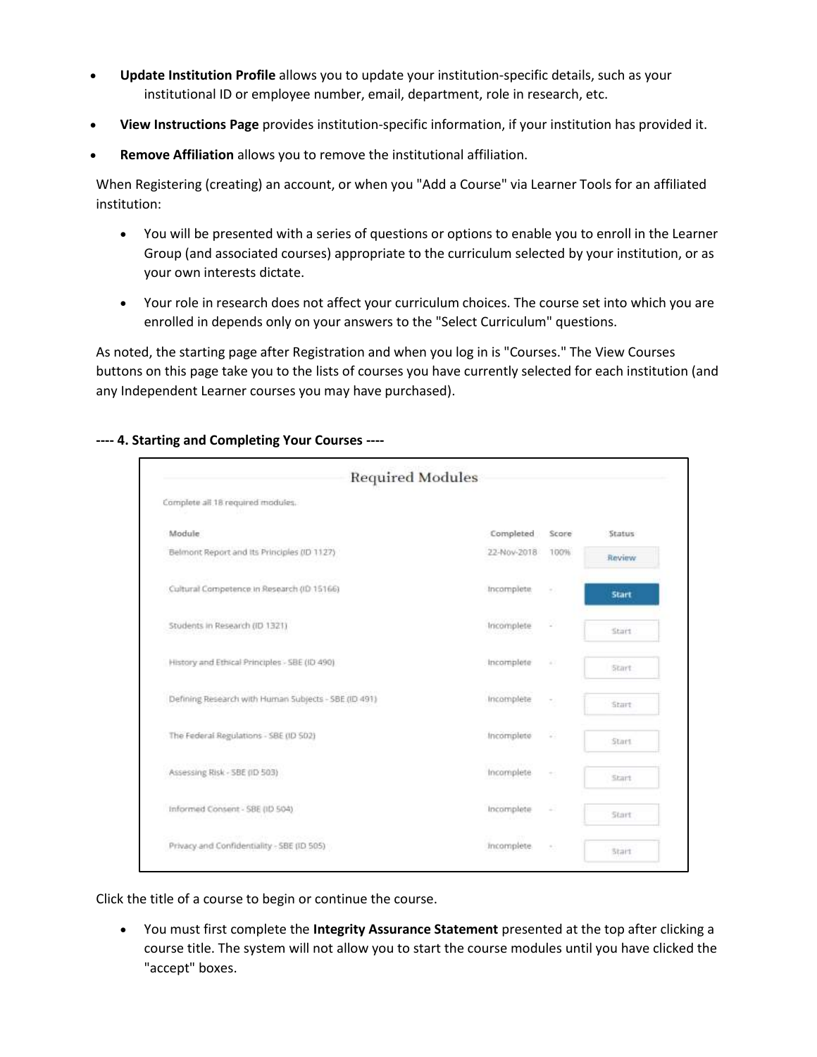- **Update Institution Profile** allows you to update your institution-specific details, such as your institutional ID or employee number, email, department, role in research, etc.
- **View Instructions Page** provides institution-specific information, if your institution has provided it.
- **Remove Affiliation** allows you to remove the institutional affiliation.

When Registering (creating) an account, or when you "Add a Course" via Learner Tools for an affiliated institution:

- You will be presented with a series of questions or options to enable you to enroll in the Learner Group (and associated courses) appropriate to the curriculum selected by your institution, or as your own interests dictate.
- Your role in research does not affect your curriculum choices. The course set into which you are enrolled in depends only on your answers to the "Select Curriculum" questions.

As noted, the starting page after Registration and when you log in is "Courses." The View Courses buttons on this page take you to the lists of courses you have currently selected for each institution (and any Independent Learner courses you may have purchased).

**---- 4. Starting and Completing Your Courses ----**

**Required Modules**

Complete all 18 required modules.

| Module | Completed | Score | Status |
|---|---|---|---|
| Belmont Report and Its Principles (ID 1127) | 22-Nov-2018 | 100% | Review |
| Cultural Competence in Research (ID 15166) | Incomplete | - | Start |
| Students in Research (ID 1321) | Incomplete | - | Start |
| History and Ethical Principles - SBE (ID 490) | Incomplete | - | Start |
| Defining Research with Human Subjects - SBE (ID 491) | Incomplete | - | Start |
| The Federal Regulations - SBE (ID 502) | Incomplete | - | Start |
| Assessing Risk - SBE (ID 503) | Incomplete | - | Start |
| Informed Consent - SBE (ID 504) | Incomplete | - | Start |
| Privacy and Confidentiality - SBE (ID 505) | Incomplete | - | Start |

Click the title of a course to begin or continue the course.

- You must first complete the **Integrity Assurance Statement** presented at the top after clicking a course title. The system will not allow you to start the course modules until you have clicked the "accept" boxes.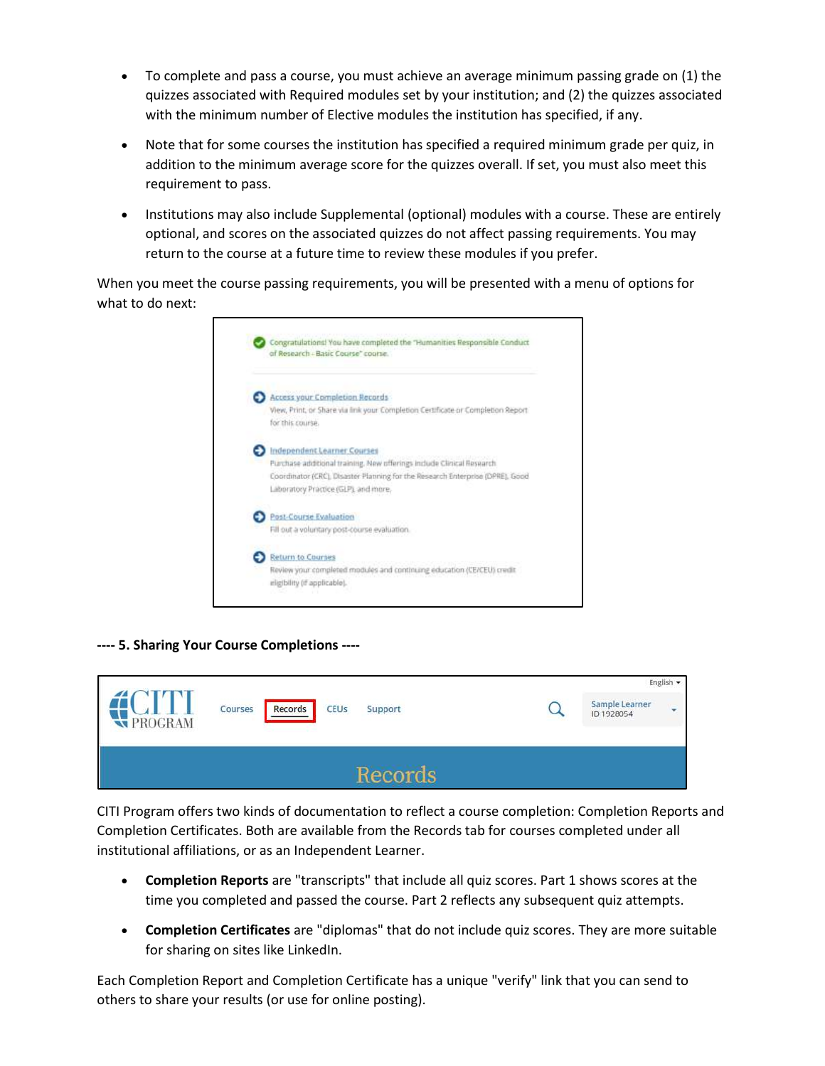- To complete and pass a course, you must achieve an average minimum passing grade on (1) the quizzes associated with Required modules set by your institution; and (2) the quizzes associated with the minimum number of Elective modules the institution has specified, if any.
- Note that for some courses the institution has specified a required minimum grade per quiz, in addition to the minimum average score for the quizzes overall. If set, you must also meet this requirement to pass.
- Institutions may also include Supplemental (optional) modules with a course. These are entirely optional, and scores on the associated quizzes do not affect passing requirements. You may return to the course at a future time to review these modules if you prefer.

When you meet the course passing requirements, you will be presented with a menu of options for what to do next:

Congratulations! You have completed the "Humanities Responsible Conduct of Research - Basic Course" course.

Access your Completion Records
View, Print, or Share via link your Completion Certificate or Completion Report for this course.

Independent Learner Courses
Purchase additional training. New offerings include Clinical Research Coordinator (CRC), Disaster Planning for the Research Enterprise (DPRE), Good Laboratory Practice (GLP), and more.

Post-Course Evaluation
Fill out a voluntary post-course evaluation.

Return to Courses
Review your completed modules and continuing education (CE/CEU) credit eligibility (if applicable).

**---- 5. Sharing Your Course Completions ----**

CITI PROGRAM — Courses | Records | CEUs | Support — English — Sample Learner ID 1928054

Records

CITI Program offers two kinds of documentation to reflect a course completion: Completion Reports and Completion Certificates. Both are available from the Records tab for courses completed under all institutional affiliations, or as an Independent Learner.

- **Completion Reports** are "transcripts" that include all quiz scores. Part 1 shows scores at the time you completed and passed the course. Part 2 reflects any subsequent quiz attempts.
- **Completion Certificates** are "diplomas" that do not include quiz scores. They are more suitable for sharing on sites like LinkedIn.

Each Completion Report and Completion Certificate has a unique "verify" link that you can send to others to share your results (or use for online posting).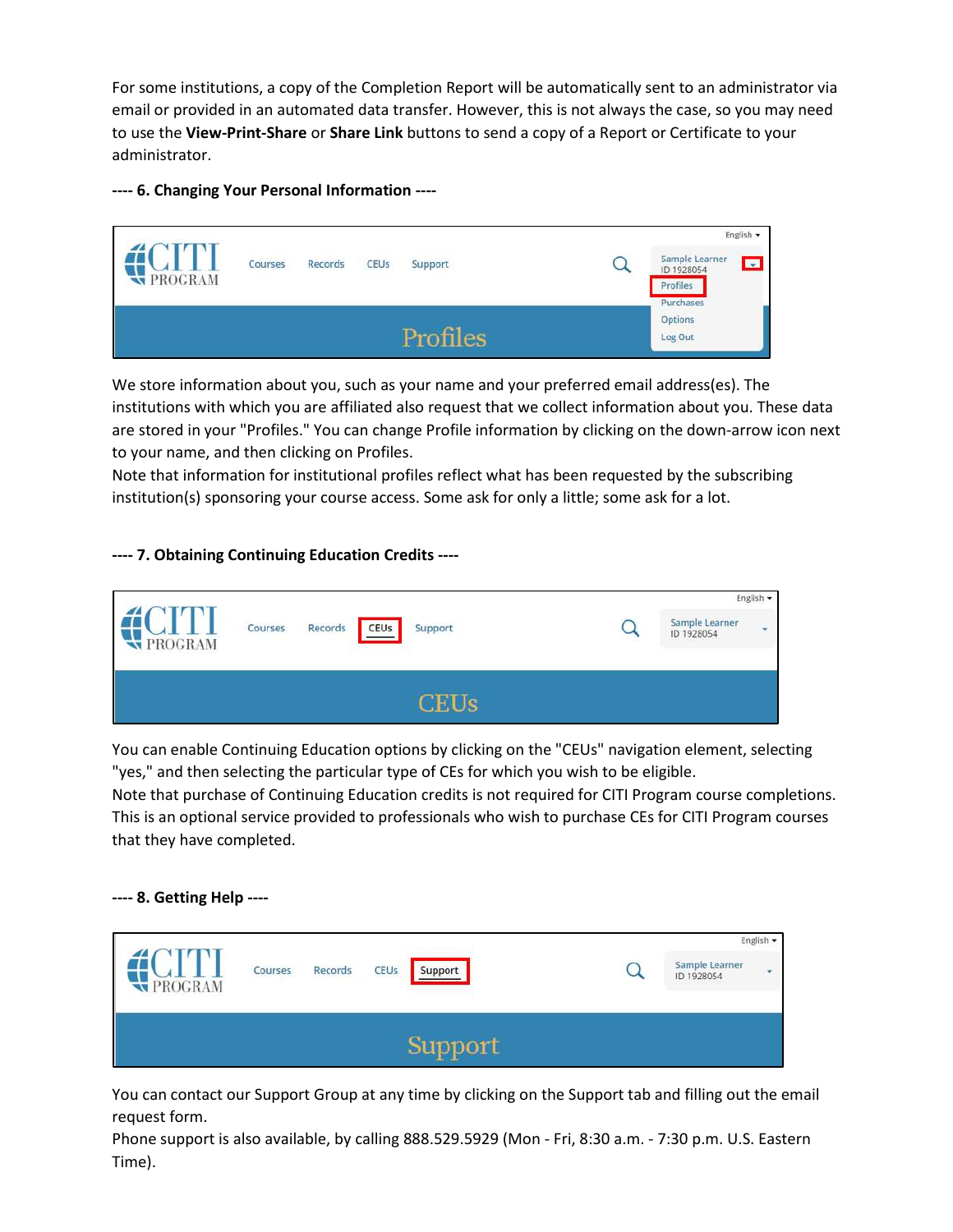For some institutions, a copy of the Completion Report will be automatically sent to an administrator via email or provided in an automated data transfer. However, this is not always the case, so you may need to use the **View-Print-Share** or **Share Link** buttons to send a copy of a Report or Certificate to your administrator.

**---- 6. Changing Your Personal Information ----**

We store information about you, such as your name and your preferred email address(es). The institutions with which you are affiliated also request that we collect information about you. These data are stored in your "Profiles." You can change Profile information by clicking on the down-arrow icon next to your name, and then clicking on Profiles.
Note that information for institutional profiles reflect what has been requested by the subscribing institution(s) sponsoring your course access. Some ask for only a little; some ask for a lot.

**---- 7. Obtaining Continuing Education Credits ----**

You can enable Continuing Education options by clicking on the "CEUs" navigation element, selecting "yes," and then selecting the particular type of CEs for which you wish to be eligible.
Note that purchase of Continuing Education credits is not required for CITI Program course completions. This is an optional service provided to professionals who wish to purchase CEs for CITI Program courses that they have completed.

**---- 8. Getting Help ----**

You can contact our Support Group at any time by clicking on the Support tab and filling out the email request form.
Phone support is also available, by calling 888.529.5929 (Mon - Fri, 8:30 a.m. - 7:30 p.m. U.S. Eastern Time).